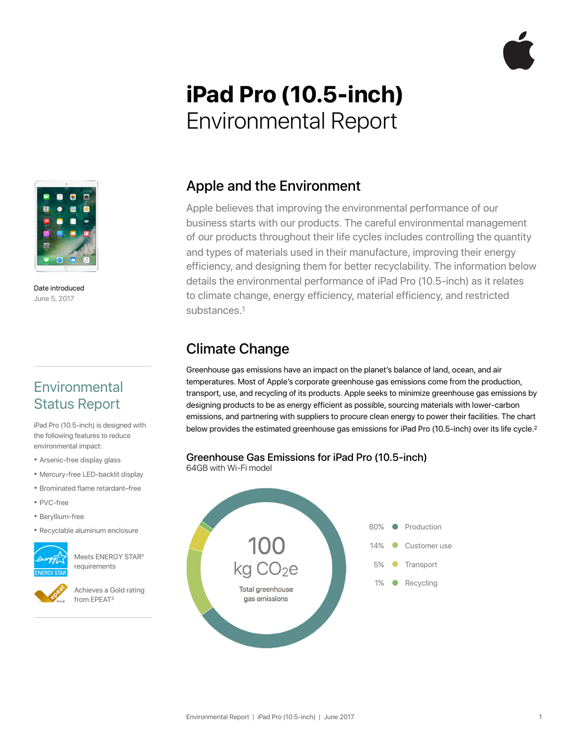// iPad Pro (10.5-inch)

# iPad Pro (10.5-inch) Environmental Report

Date introduced
June 5, 2017

## Apple and the Environment

Apple believes that improving the environmental performance of our business starts with our products. The careful environmental management of our products throughout their life cycles includes controlling the quantity and types of materials used in their manufacture, improving their energy efficiency, and designing them for better recyclability. The information below details the environmental performance of iPad Pro (10.5-inch) as it relates to climate change, energy efficiency, material efficiency, and restricted substances.[1]

## Environmental Status Report

iPad Pro (10.5-inch) is designed with the following features to reduce environmental impact:

- Arsenic-free display glass
- Mercury-free LED-backlit display
- Brominated flame retardant–free
- PVC-free
- Beryllium-free
- Recyclable aluminum enclosure

Meets ENERGY STAR® requirements

Achieves a Gold rating from EPEAT[3]

## Climate Change

Greenhouse gas emissions have an impact on the planet's balance of land, ocean, and air temperatures. Most of Apple's corporate greenhouse gas emissions come from the production, transport, use, and recycling of its products. Apple seeks to minimize greenhouse gas emissions by designing products to be as energy efficient as possible, sourcing materials with lower-carbon emissions, and partnering with suppliers to procure clean energy to power their facilities. The chart below provides the estimated greenhouse gas emissions for iPad Pro (10.5-inch) over its life cycle.[2]

### Greenhouse Gas Emissions for iPad Pro (10.5-inch)

64GB with Wi-Fi model

100 kg $CO_2e$
Total greenhouse gas emissions

| Share | Phase |
| --- | --- |
| 80% | Production |
| 14% | Customer use |
| 5% | Transport |
| 1% | Recycling |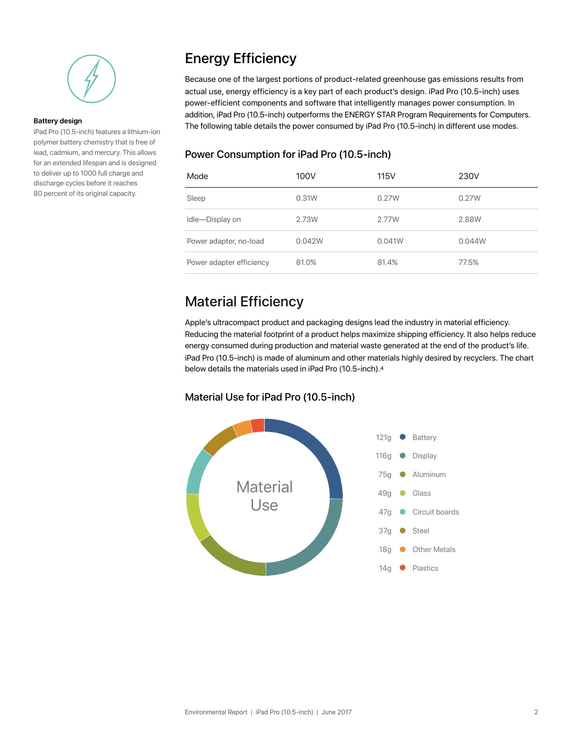**Battery design**

iPad Pro (10.5-inch) features a lithium-ion polymer battery chemistry that is free of lead, cadmium, and mercury. This allows for an extended lifespan and is designed to deliver up to 1000 full charge and discharge cycles before it reaches 80 percent of its original capacity.

## Energy Efficiency

Because one of the largest portions of product-related greenhouse gas emissions results from actual use, energy efficiency is a key part of each product's design. iPad Pro (10.5-inch) uses power-efficient components and software that intelligently manages power consumption. In addition, iPad Pro (10.5-inch) outperforms the ENERGY STAR Program Requirements for Computers. The following table details the power consumed by iPad Pro (10.5-inch) in different use modes.

### Power Consumption for iPad Pro (10.5-inch)

| Mode | 100V | 115V | 230V |
|---|---|---|---|
| Sleep | 0.31W | 0.27W | 0.27W |
| Idle—Display on | 2.73W | 2.77W | 2.88W |
| Power adapter, no-load | 0.042W | 0.041W | 0.044W |
| Power adapter efficiency | 81.0% | 81.4% | 77.5% |

## Material Efficiency

Apple's ultracompact product and packaging designs lead the industry in material efficiency. Reducing the material footprint of a product helps maximize shipping efficiency. It also helps reduce energy consumed during production and material waste generated at the end of the product's life. iPad Pro (10.5-inch) is made of aluminum and other materials highly desired by recyclers. The chart below details the materials used in iPad Pro (10.5-inch).[4]

### Material Use for iPad Pro (10.5-inch)

Material Use

| Weight | Material |
|---|---|
| 121g | Battery |
| 116g | Display |
| 75g | Aluminum |
| 49g | Glass |
| 47g | Circuit boards |
| 37g | Steel |
| 18g | Other Metals |
| 14g | Plastics |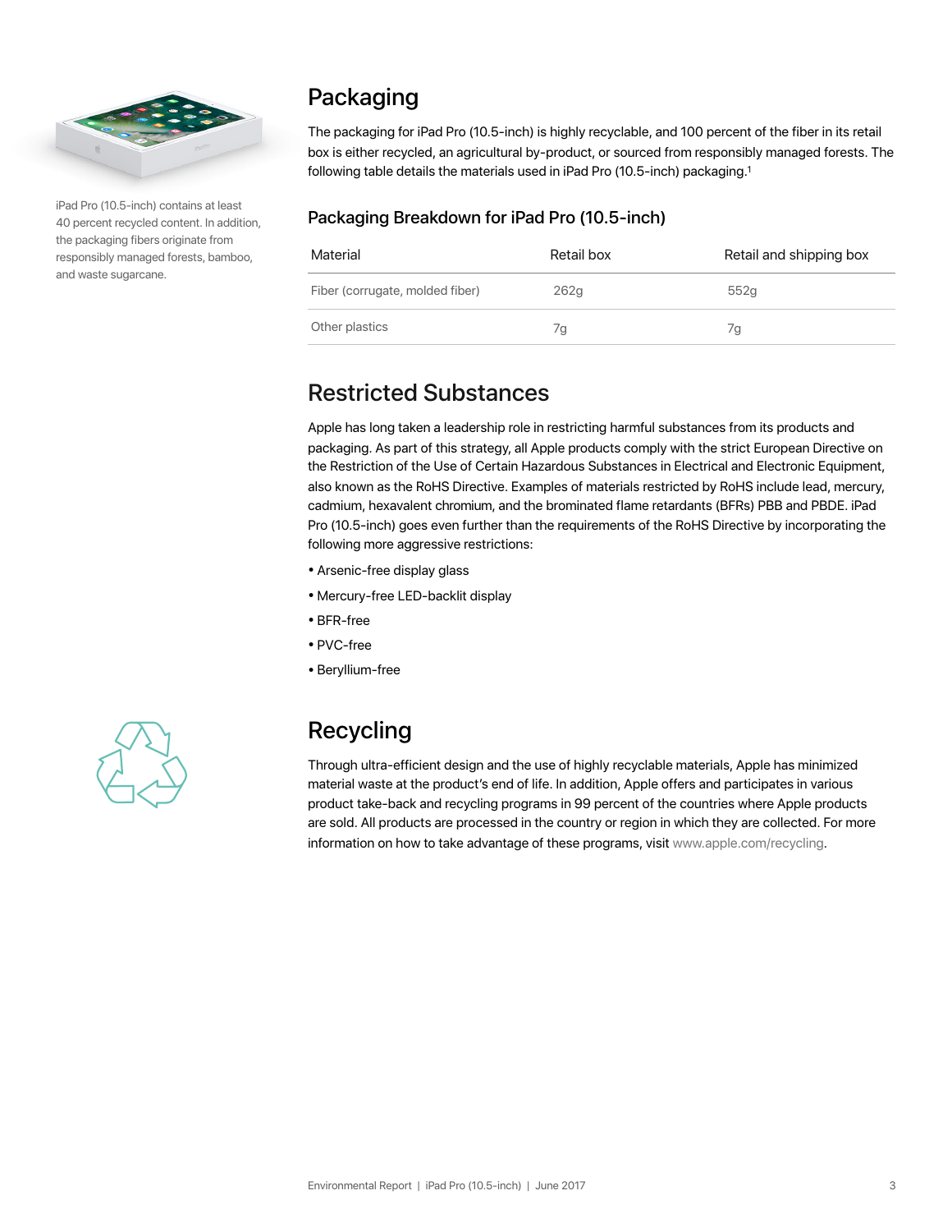iPad Pro (10.5-inch) contains at least 40 percent recycled content. In addition, the packaging fibers originate from responsibly managed forests, bamboo, and waste sugarcane.

## Packaging

The packaging for iPad Pro (10.5-inch) is highly recyclable, and 100 percent of the fiber in its retail box is either recycled, an agricultural by-product, or sourced from responsibly managed forests. The following table details the materials used in iPad Pro (10.5-inch) packaging.[1]

### Packaging Breakdown for iPad Pro (10.5-inch)

| Material | Retail box | Retail and shipping box |
| --- | --- | --- |
| Fiber (corrugate, molded fiber) | 262g | 552g |
| Other plastics | 7g | 7g |

## Restricted Substances

Apple has long taken a leadership role in restricting harmful substances from its products and packaging. As part of this strategy, all Apple products comply with the strict European Directive on the Restriction of the Use of Certain Hazardous Substances in Electrical and Electronic Equipment, also known as the RoHS Directive. Examples of materials restricted by RoHS include lead, mercury, cadmium, hexavalent chromium, and the brominated flame retardants (BFRs) PBB and PBDE. iPad Pro (10.5-inch) goes even further than the requirements of the RoHS Directive by incorporating the following more aggressive restrictions:

- Arsenic-free display glass
- Mercury-free LED-backlit display
- BFR-free
- PVC-free
- Beryllium-free

## Recycling

Through ultra-efficient design and the use of highly recyclable materials, Apple has minimized material waste at the product's end of life. In addition, Apple offers and participates in various product take-back and recycling programs in 99 percent of the countries where Apple products are sold. All products are processed in the country or region in which they are collected. For more information on how to take advantage of these programs, visit www.apple.com/recycling.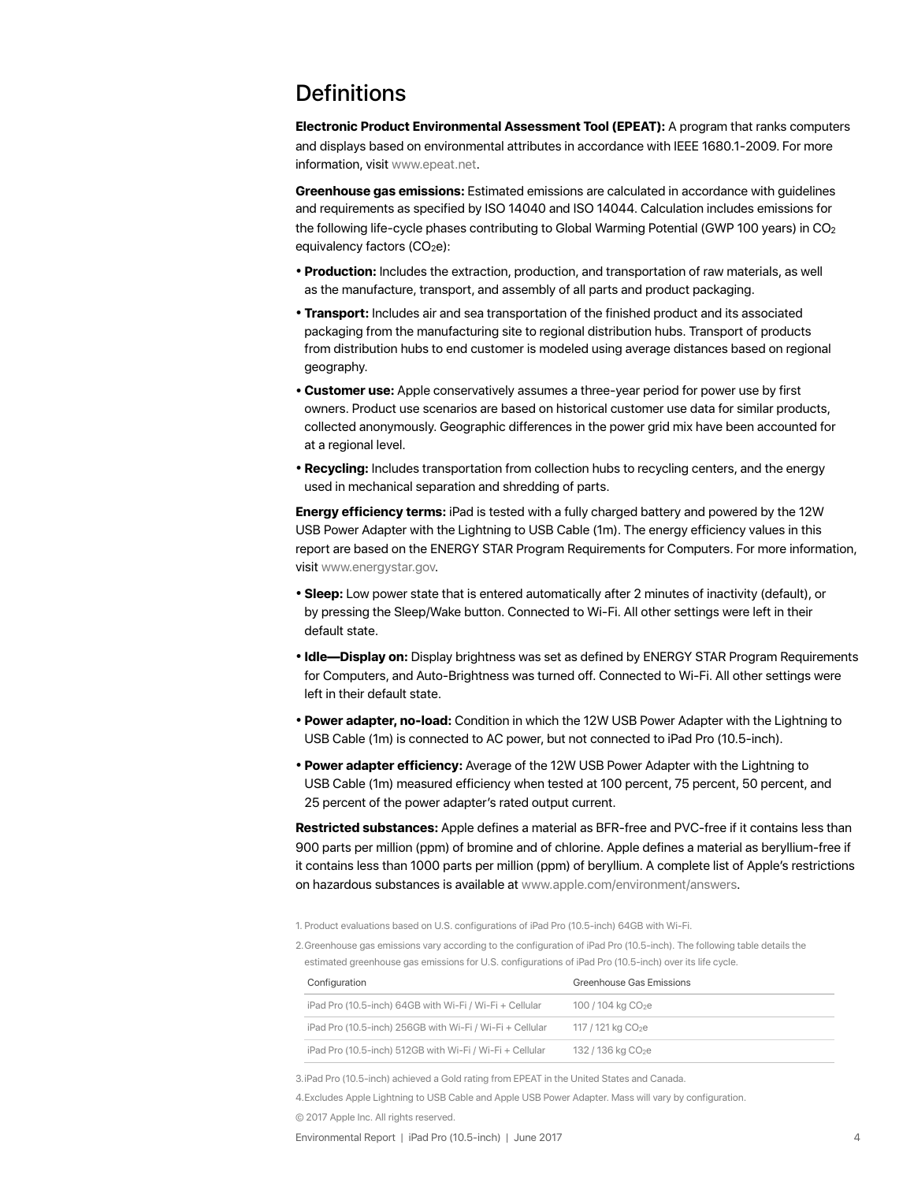## Definitions

**Electronic Product Environmental Assessment Tool (EPEAT):** A program that ranks computers and displays based on environmental attributes in accordance with IEEE 1680.1-2009. For more information, visit www.epeat.net.

**Greenhouse gas emissions:** Estimated emissions are calculated in accordance with guidelines and requirements as specified by ISO 14040 and ISO 14044. Calculation includes emissions for the following life-cycle phases contributing to Global Warming Potential (GWP 100 years) in $CO_2$ equivalency factors ($CO_2e$):

- **Production:** Includes the extraction, production, and transportation of raw materials, as well as the manufacture, transport, and assembly of all parts and product packaging.
- **Transport:** Includes air and sea transportation of the finished product and its associated packaging from the manufacturing site to regional distribution hubs. Transport of products from distribution hubs to end customer is modeled using average distances based on regional geography.
- **Customer use:** Apple conservatively assumes a three-year period for power use by first owners. Product use scenarios are based on historical customer use data for similar products, collected anonymously. Geographic differences in the power grid mix have been accounted for at a regional level.
- **Recycling:** Includes transportation from collection hubs to recycling centers, and the energy used in mechanical separation and shredding of parts.

**Energy efficiency terms:** iPad is tested with a fully charged battery and powered by the 12W USB Power Adapter with the Lightning to USB Cable (1m). The energy efficiency values in this report are based on the ENERGY STAR Program Requirements for Computers. For more information, visit www.energystar.gov.

- **Sleep:** Low power state that is entered automatically after 2 minutes of inactivity (default), or by pressing the Sleep/Wake button. Connected to Wi-Fi. All other settings were left in their default state.
- **Idle—Display on:** Display brightness was set as defined by ENERGY STAR Program Requirements for Computers, and Auto-Brightness was turned off. Connected to Wi-Fi. All other settings were left in their default state.
- **Power adapter, no-load:** Condition in which the 12W USB Power Adapter with the Lightning to USB Cable (1m) is connected to AC power, but not connected to iPad Pro (10.5-inch).
- **Power adapter efficiency:** Average of the 12W USB Power Adapter with the Lightning to USB Cable (1m) measured efficiency when tested at 100 percent, 75 percent, 50 percent, and 25 percent of the power adapter's rated output current.

**Restricted substances:** Apple defines a material as BFR-free and PVC-free if it contains less than 900 parts per million (ppm) of bromine and of chlorine. Apple defines a material as beryllium-free if it contains less than 1000 parts per million (ppm) of beryllium. A complete list of Apple's restrictions on hazardous substances is available at www.apple.com/environment/answers.

1. Product evaluations based on U.S. configurations of iPad Pro (10.5-inch) 64GB with Wi-Fi.

2. Greenhouse gas emissions vary according to the configuration of iPad Pro (10.5-inch). The following table details the estimated greenhouse gas emissions for U.S. configurations of iPad Pro (10.5-inch) over its life cycle.

| Configuration | Greenhouse Gas Emissions |
|---|---|
| iPad Pro (10.5-inch) 64GB with Wi-Fi / Wi-Fi + Cellular | 100 / 104 kg $CO_2e$ |
| iPad Pro (10.5-inch) 256GB with Wi-Fi / Wi-Fi + Cellular | 117 / 121 kg $CO_2e$ |
| iPad Pro (10.5-inch) 512GB with Wi-Fi / Wi-Fi + Cellular | 132 / 136 kg $CO_2e$ |

3. iPad Pro (10.5-inch) achieved a Gold rating from EPEAT in the United States and Canada.

4. Excludes Apple Lightning to USB Cable and Apple USB Power Adapter. Mass will vary by configuration.

© 2017 Apple Inc. All rights reserved.